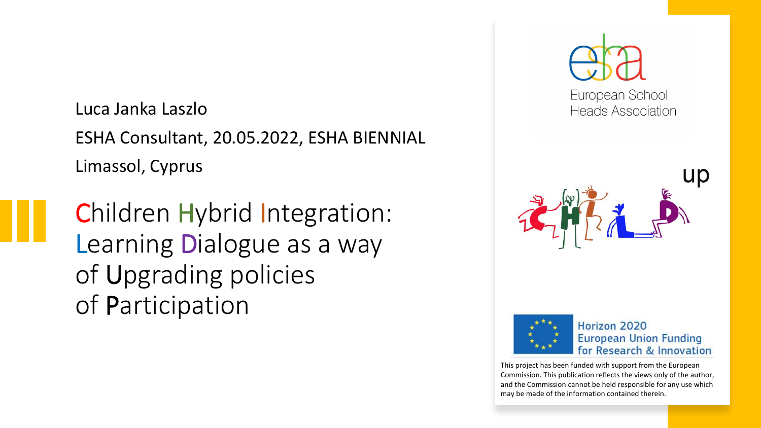Luca Janka Laszlo

ESHA Consultant, 20.05.2022, ESHA BIENNIAL

Limassol, Cyprus

# Children Hybrid Integration: Learning Dialogue as a way of Upgrading policies of Participation

European School Heads Association

Horizon 2020
European Union Funding
for Research & Innovation

This project has been funded with support from the European Commission. This publication reflects the views only of the author, and the Commission cannot be held responsible for any use which may be made of the information contained therein.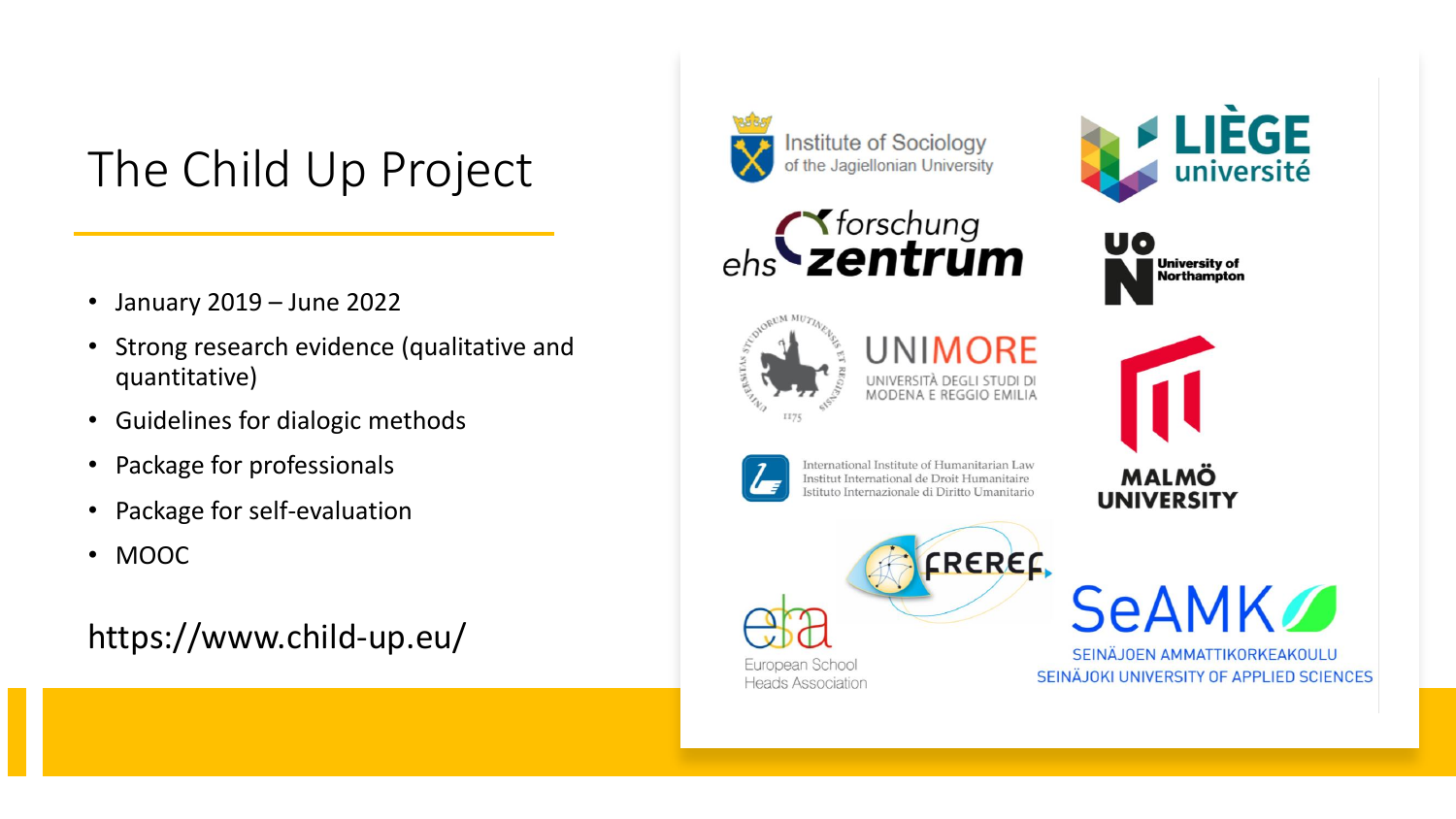# The Child Up Project

- January 2019 – June 2022
- Strong research evidence (qualitative and quantitative)
- Guidelines for dialogic methods
- Package for professionals
- Package for self-evaluation
- MOOC

https://www.child-up.eu/

Institute of Sociology of the Jagiellonian University

LIÈGE université

ehs forschung zentrum

University of Northampton

UNIMORE UNIVERSITÀ DEGLI STUDI DI MODENA E REGGIO EMILIA

International Institute of Humanitarian Law
Institut International de Droit Humanitaire
Istituto Internazionale di Diritto Umanitario

MALMÖ UNIVERSITY

FREREF

European School Heads Association

SeAMK
SEINÄJOEN AMMATTIKORKEAKOULU
SEINÄJOKI UNIVERSITY OF APPLIED SCIENCES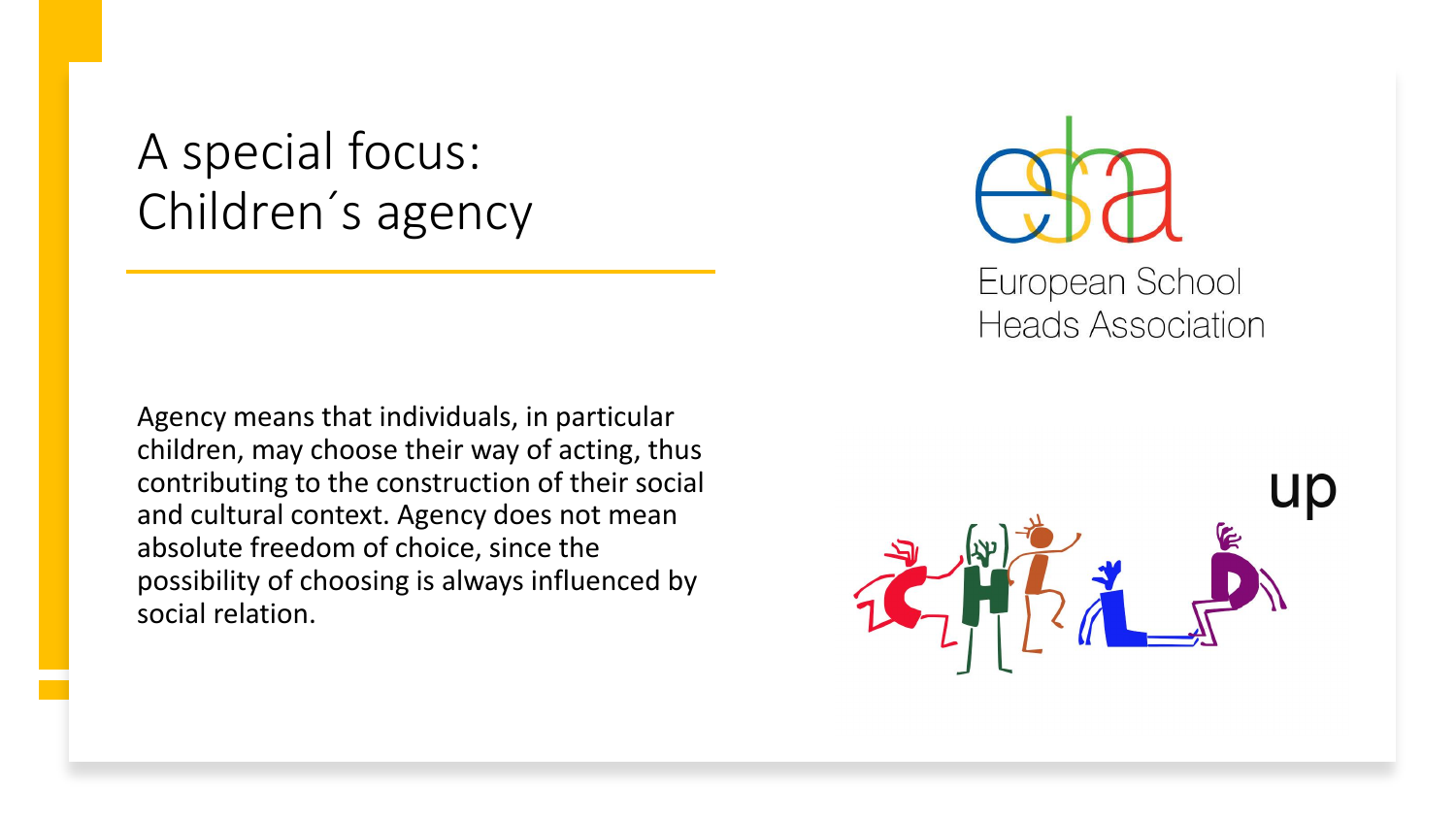# A special focus: Children´s agency

European School Heads Association

Agency means that individuals, in particular children, may choose their way of acting, thus contributing to the construction of their social and cultural context. Agency does not mean absolute freedom of choice, since the possibility of choosing is always influenced by social relation.

CHILD up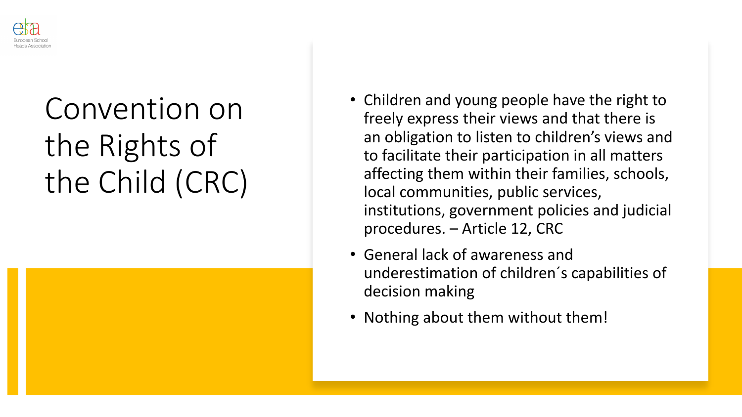# Convention on the Rights of the Child (CRC)

- Children and young people have the right to freely express their views and that there is an obligation to listen to children's views and to facilitate their participation in all matters affecting them within their families, schools, local communities, public services, institutions, government policies and judicial procedures. – Article 12, CRC
- General lack of awareness and underestimation of children´s capabilities of decision making
- Nothing about them without them!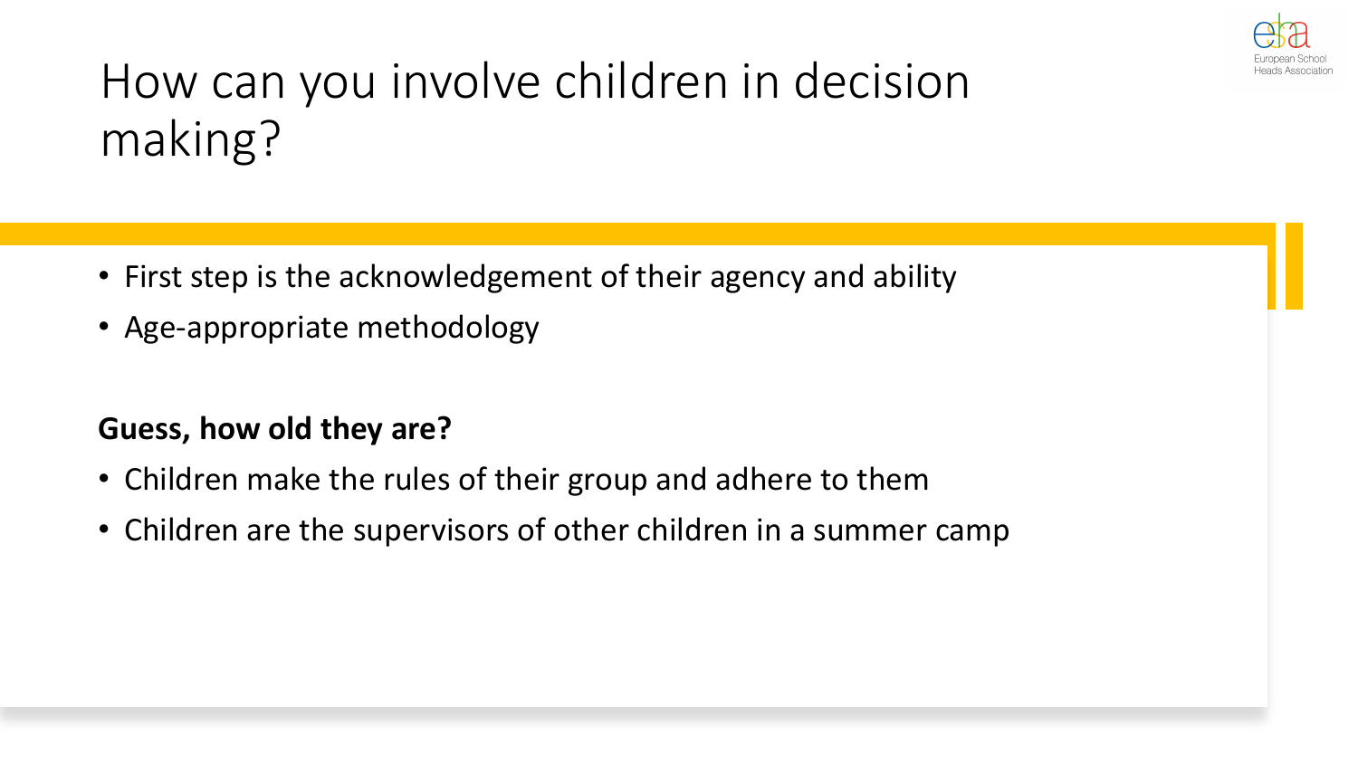# How can you involve children in decision making?

- First step is the acknowledgement of their agency and ability
- Age-appropriate methodology

**Guess, how old they are?**

- Children make the rules of their group and adhere to them
- Children are the supervisors of other children in a summer camp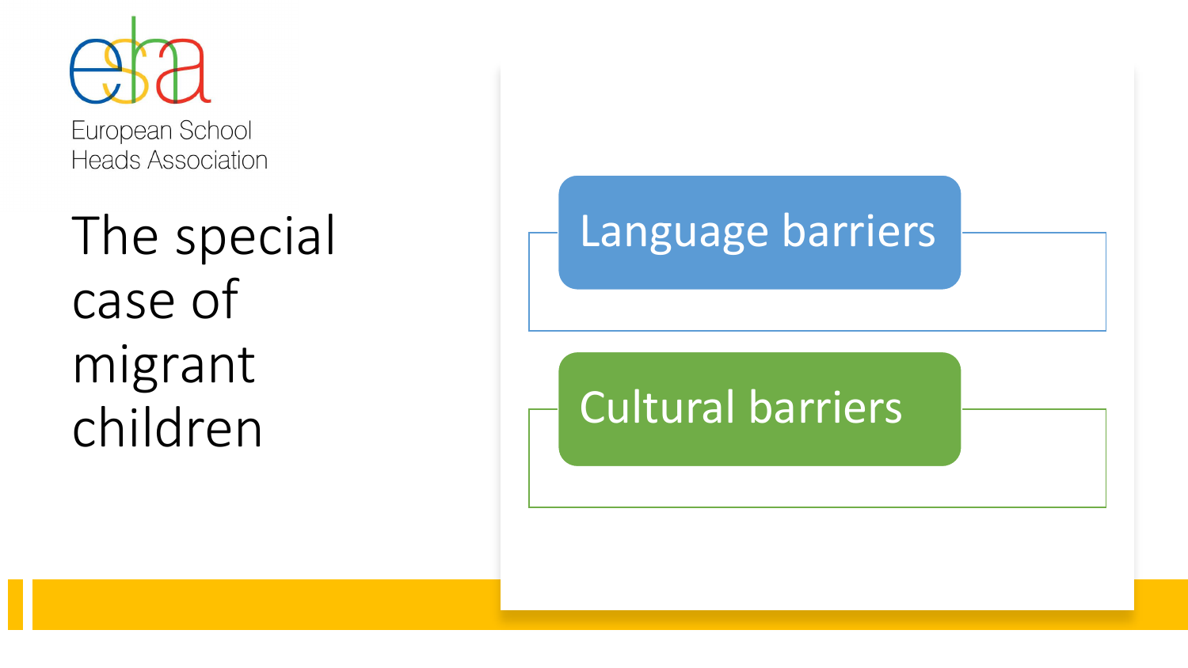European School Heads Association

# The special case of migrant children

- Language barriers
- Cultural barriers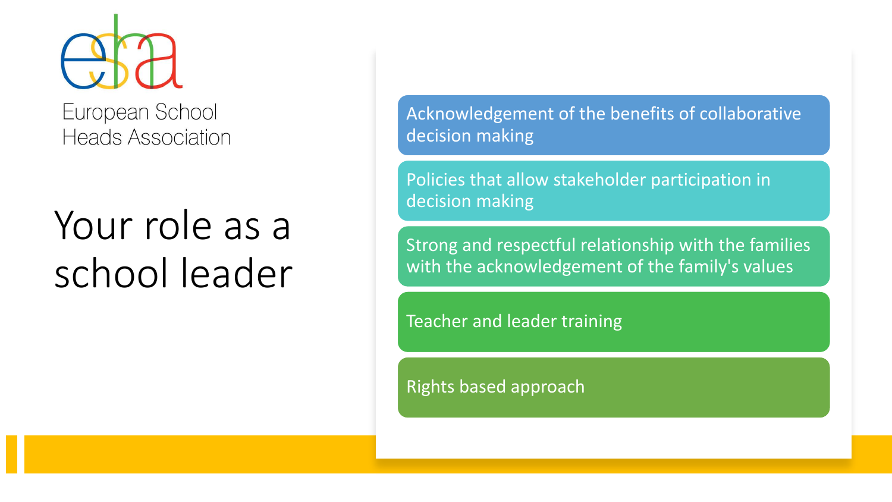European School Heads Association

# Your role as a school leader

- Acknowledgement of the benefits of collaborative decision making
- Policies that allow stakeholder participation in decision making
- Strong and respectful relationship with the families with the acknowledgement of the family's values
- Teacher and leader training
- Rights based approach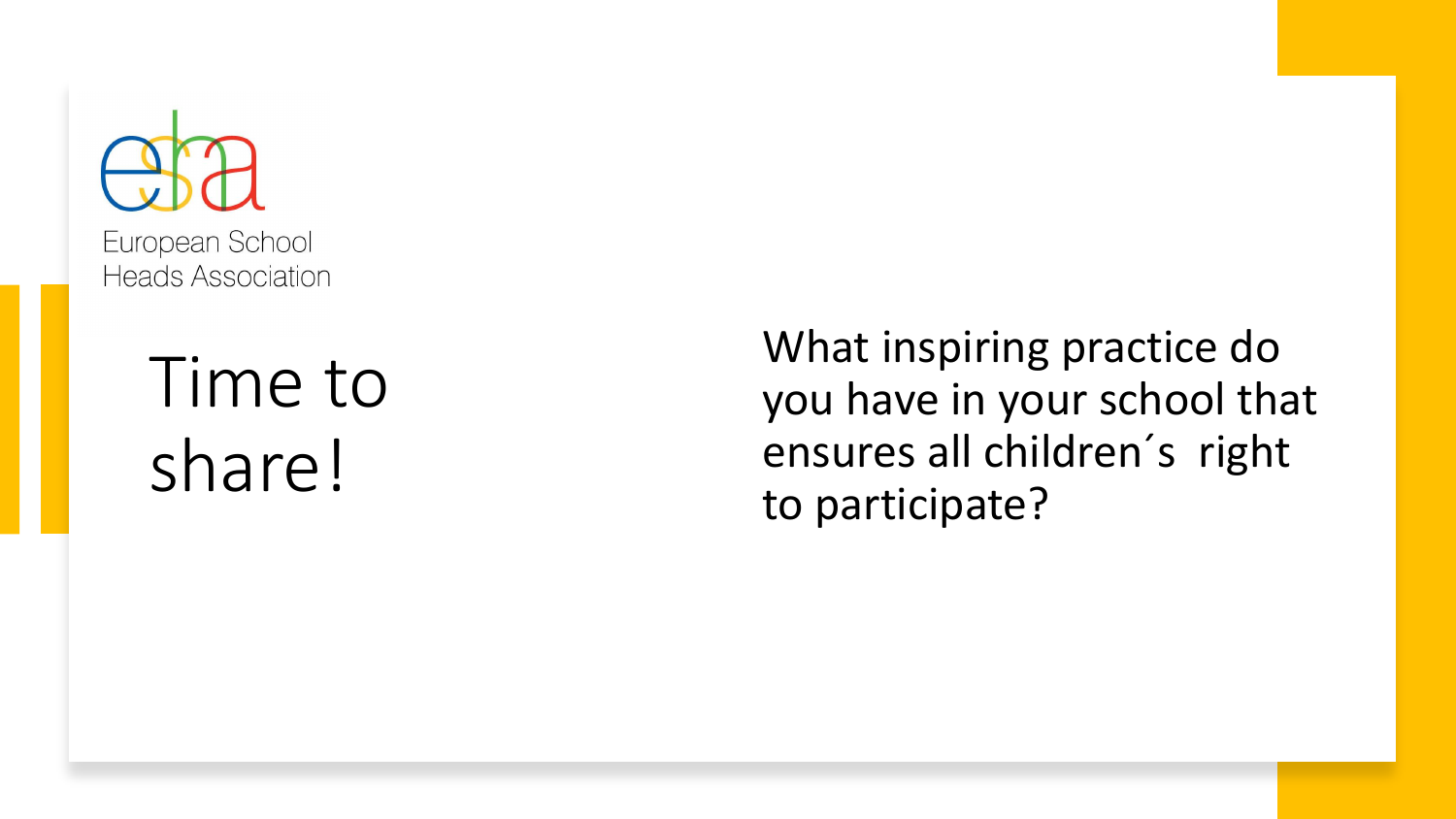European School Heads Association

# Time to share!

What inspiring practice do you have in your school that ensures all children´s right to participate?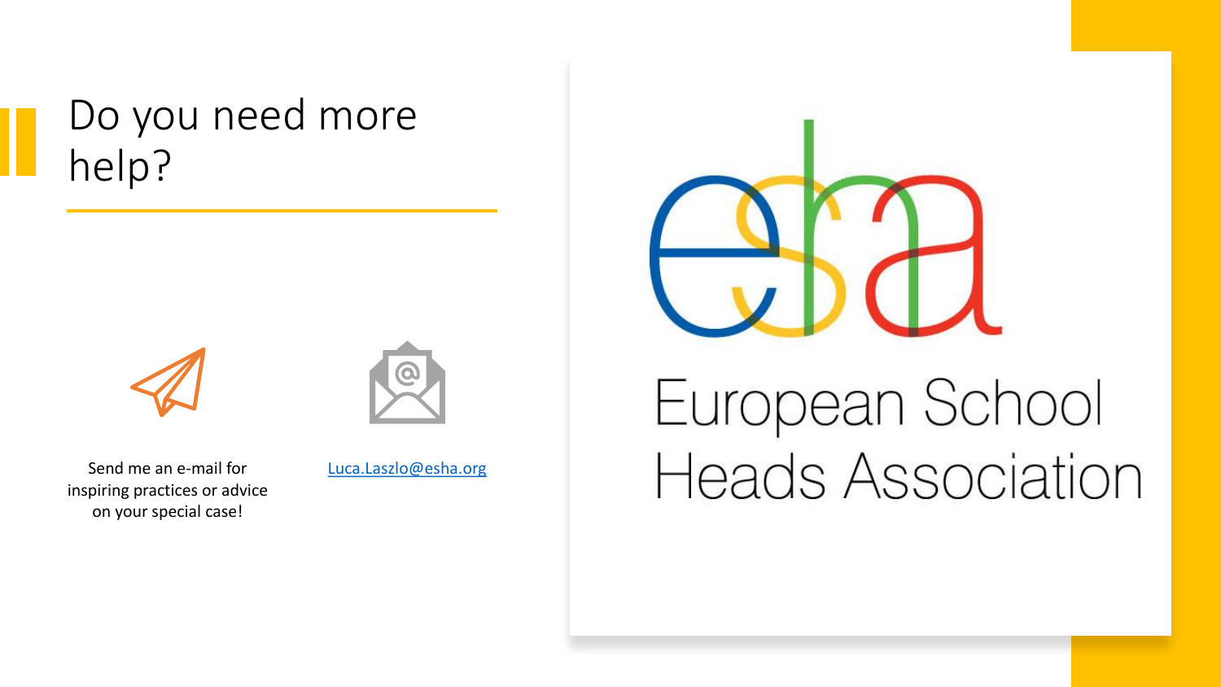# Do you need more help?

Send me an e-mail for inspiring practices or advice on your special case!

Luca.Laszlo@esha.org

European School Heads Association